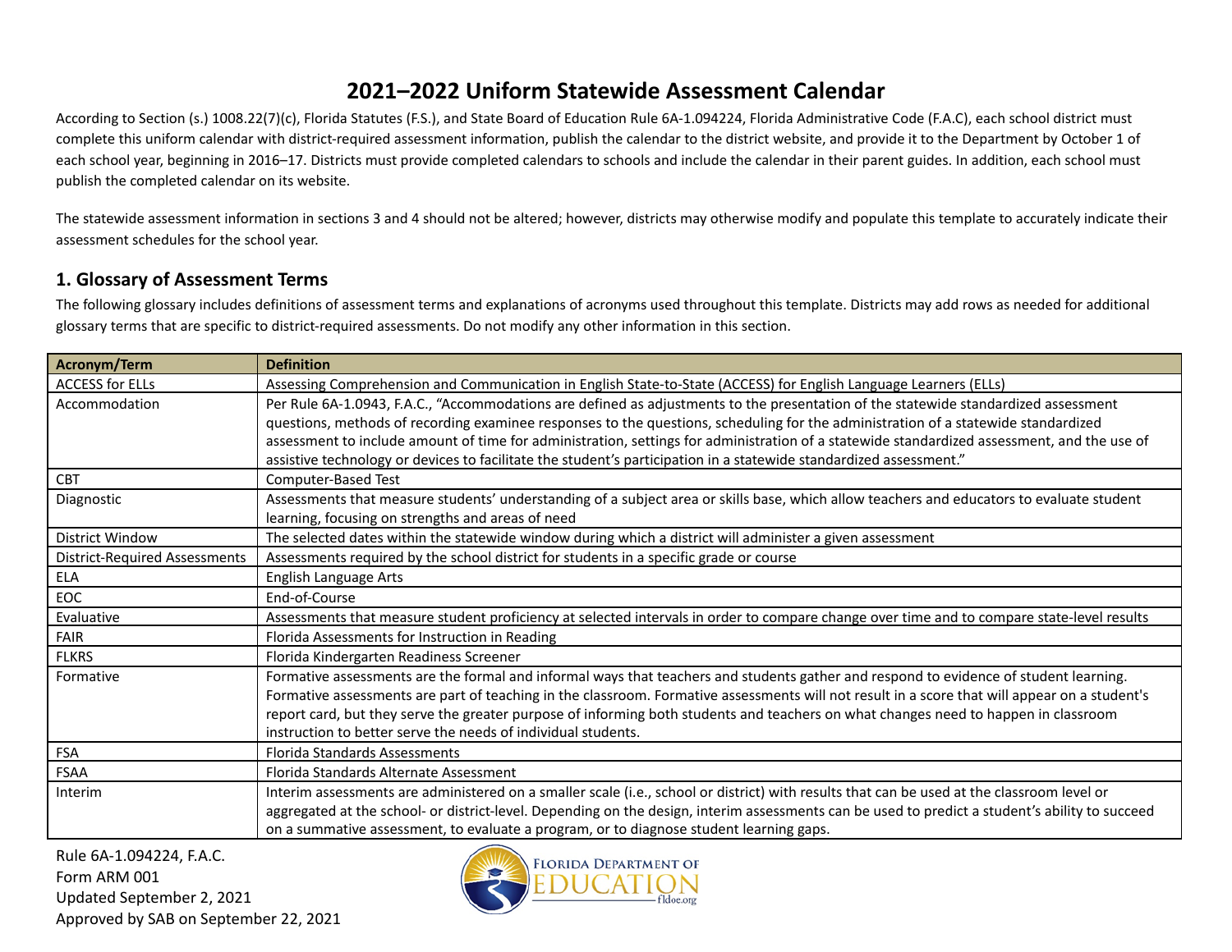# 2021–2022 Uniform Statewide Assessment Calendar

According to Section (s.) 1008.22(7)(c), Florida Statutes (F.S.), and State Board of Education Rule 6A-1.094224, Florida Administrative Code (F.A.C), each school district must complete this uniform calendar with district-required assessment information, publish the calendar to the district website, and provide it to the Department by October 1 of each school year, beginning in 2016–17. Districts must provide completed calendars to schools and include the calendar in their parent guides. In addition, each school must publish the completed calendar on its website.

The statewide assessment information in sections 3 and 4 should not be altered; however, districts may otherwise modify and populate this template to accurately indicate their assessment schedules for the school year.

## 1. Glossary of Assessment Terms

The following glossary includes definitions of assessment terms and explanations of acronyms used throughout this template. Districts may add rows as needed for additional glossary terms that are specific to district-required assessments. Do not modify any other information in this section.

| Acronym/Term | Definition |
|---|---|
| ACCESS for ELLs | Assessing Comprehension and Communication in English State-to-State (ACCESS) for English Language Learners (ELLs) |
| Accommodation | Per Rule 6A-1.0943, F.A.C., "Accommodations are defined as adjustments to the presentation of the statewide standardized assessment questions, methods of recording examinee responses to the questions, scheduling for the administration of a statewide standardized assessment to include amount of time for administration, settings for administration of a statewide standardized assessment, and the use of assistive technology or devices to facilitate the student's participation in a statewide standardized assessment." |
| CBT | Computer-Based Test |
| Diagnostic | Assessments that measure students' understanding of a subject area or skills base, which allow teachers and educators to evaluate student learning, focusing on strengths and areas of need |
| District Window | The selected dates within the statewide window during which a district will administer a given assessment |
| District-Required Assessments | Assessments required by the school district for students in a specific grade or course |
| ELA | English Language Arts |
| EOC | End-of-Course |
| Evaluative | Assessments that measure student proficiency at selected intervals in order to compare change over time and to compare state-level results |
| FAIR | Florida Assessments for Instruction in Reading |
| FLKRS | Florida Kindergarten Readiness Screener |
| Formative | Formative assessments are the formal and informal ways that teachers and students gather and respond to evidence of student learning. Formative assessments are part of teaching in the classroom. Formative assessments will not result in a score that will appear on a student's report card, but they serve the greater purpose of informing both students and teachers on what changes need to happen in classroom instruction to better serve the needs of individual students. |
| FSA | Florida Standards Assessments |
| FSAA | Florida Standards Alternate Assessment |
| Interim | Interim assessments are administered on a smaller scale (i.e., school or district) with results that can be used at the classroom level or aggregated at the school- or district-level. Depending on the design, interim assessments can be used to predict a student's ability to succeed on a summative assessment, to evaluate a program, or to diagnose student learning gaps. |

Rule 6A-1.094224, F.A.C.
Form ARM 001
Updated September 2, 2021
Approved by SAB on September 22, 2021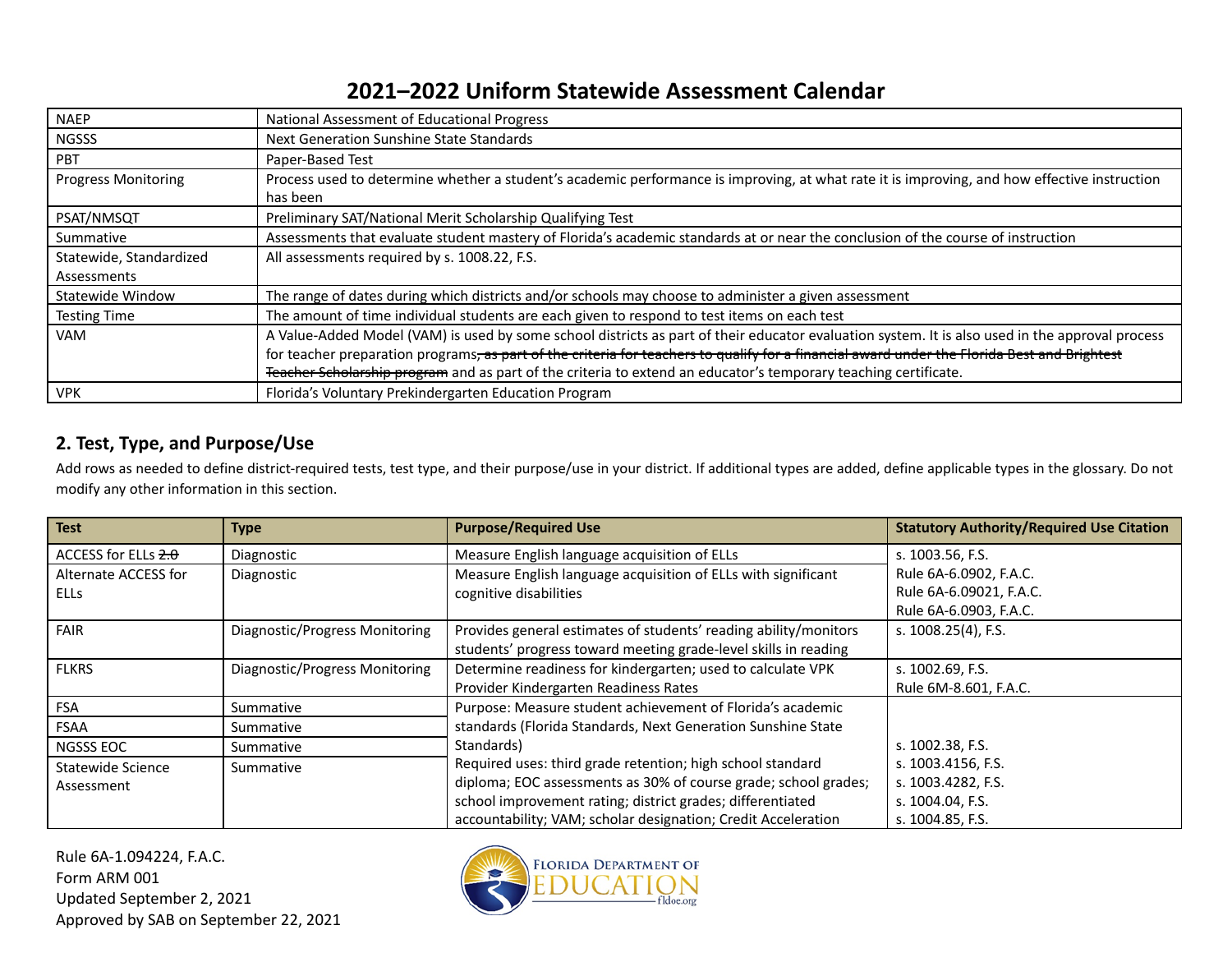# 2021–2022 Uniform Statewide Assessment Calendar

| | |
|---|---|
| NAEP | National Assessment of Educational Progress |
| NGSSS | Next Generation Sunshine State Standards |
| PBT | Paper-Based Test |
| Progress Monitoring | Process used to determine whether a student's academic performance is improving, at what rate it is improving, and how effective instruction has been |
| PSAT/NMSQT | Preliminary SAT/National Merit Scholarship Qualifying Test |
| Summative | Assessments that evaluate student mastery of Florida's academic standards at or near the conclusion of the course of instruction |
| Statewide, Standardized Assessments | All assessments required by s. 1008.22, F.S. |
| Statewide Window | The range of dates during which districts and/or schools may choose to administer a given assessment |
| Testing Time | The amount of time individual students are each given to respond to test items on each test |
| VAM | A Value-Added Model (VAM) is used by some school districts as part of their educator evaluation system. It is also used in the approval process for teacher preparation programs~~, as part of the criteria for teachers to qualify for a financial award under the Florida Best and Brightest Teacher Scholarship program~~ and as part of the criteria to extend an educator's temporary teaching certificate. |
| VPK | Florida's Voluntary Prekindergarten Education Program |

## 2. Test, Type, and Purpose/Use

Add rows as needed to define district-required tests, test type, and their purpose/use in your district. If additional types are added, define applicable types in the glossary. Do not modify any other information in this section.

| Test | Type | Purpose/Required Use | Statutory Authority/Required Use Citation |
|---|---|---|---|
| ACCESS for ELLs ~~2.0~~ | Diagnostic | Measure English language acquisition of ELLs | s. 1003.56, F.S.<br>Rule 6A-6.0902, F.A.C.<br>Rule 6A-6.09021, F.A.C.<br>Rule 6A-6.0903, F.A.C. |
| Alternate ACCESS for ELLs | Diagnostic | Measure English language acquisition of ELLs with significant cognitive disabilities | |
| FAIR | Diagnostic/Progress Monitoring | Provides general estimates of students' reading ability/monitors students' progress toward meeting grade-level skills in reading | s. 1008.25(4), F.S. |
| FLKRS | Diagnostic/Progress Monitoring | Determine readiness for kindergarten; used to calculate VPK Provider Kindergarten Readiness Rates | s. 1002.69, F.S.<br>Rule 6M-8.601, F.A.C. |
| FSA | Summative | Purpose: Measure student achievement of Florida's academic standards (Florida Standards, Next Generation Sunshine State Standards)<br>Required uses: third grade retention; high school standard diploma; EOC assessments as 30% of course grade; school grades; school improvement rating; district grades; differentiated accountability; VAM; scholar designation; Credit Acceleration | s. 1002.38, F.S.<br>s. 1003.4156, F.S.<br>s. 1003.4282, F.S.<br>s. 1004.04, F.S.<br>s. 1004.85, F.S. |
| FSAA | Summative | | |
| NGSSS EOC | Summative | | |
| Statewide Science Assessment | Summative | | |

Rule 6A-1.094224, F.A.C.
Form ARM 001
Updated September 2, 2021
Approved by SAB on September 22, 2021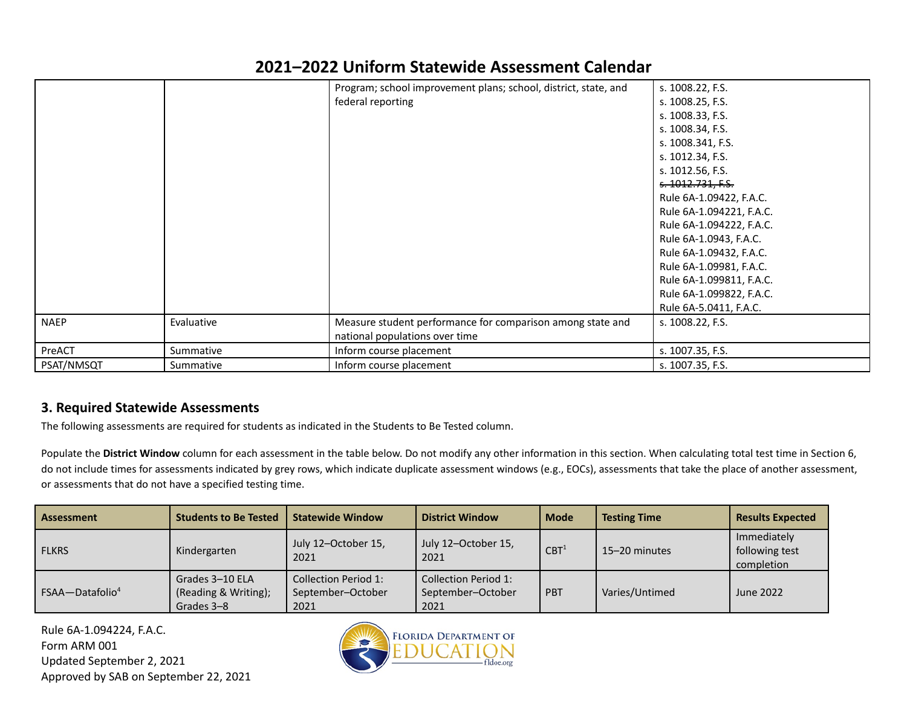## 2021–2022 Uniform Statewide Assessment Calendar

| | | | |
|---|---|---|---|
| | | Program; school improvement plans; school, district, state, and federal reporting | s. 1008.22, F.S.<br>s. 1008.25, F.S.<br>s. 1008.33, F.S.<br>s. 1008.34, F.S.<br>s. 1008.341, F.S.<br>s. 1012.34, F.S.<br>s. 1012.56, F.S.<br>~~s. 1012.731, F.S.~~<br>Rule 6A-1.09422, F.A.C.<br>Rule 6A-1.094221, F.A.C.<br>Rule 6A-1.094222, F.A.C.<br>Rule 6A-1.0943, F.A.C.<br>Rule 6A-1.09432, F.A.C.<br>Rule 6A-1.09981, F.A.C.<br>Rule 6A-1.099811, F.A.C.<br>Rule 6A-1.099822, F.A.C.<br>Rule 6A-5.0411, F.A.C. |
| NAEP | Evaluative | Measure student performance for comparison among state and national populations over time | s. 1008.22, F.S. |
| PreACT | Summative | Inform course placement | s. 1007.35, F.S. |
| PSAT/NMSQT | Summative | Inform course placement | s. 1007.35, F.S. |

### 3. Required Statewide Assessments

The following assessments are required for students as indicated in the Students to Be Tested column.

Populate the **District Window** column for each assessment in the table below. Do not modify any other information in this section. When calculating total test time in Section 6, do not include times for assessments indicated by grey rows, which indicate duplicate assessment windows (e.g., EOCs), assessments that take the place of another assessment, or assessments that do not have a specified testing time.

| Assessment | Students to Be Tested | Statewide Window | District Window | Mode | Testing Time | Results Expected |
|---|---|---|---|---|---|---|
| FLKRS | Kindergarten | July 12–October 15, 2021 | July 12–October 15, 2021 | CBT[1] | 15–20 minutes | Immediately following test completion |
| FSAA—Datafolio[4] | Grades 3–10 ELA (Reading & Writing); Grades 3–8 | Collection Period 1: September–October 2021 | Collection Period 1: September–October 2021 | PBT | Varies/Untimed | June 2022 |

Rule 6A-1.094224, F.A.C.
Form ARM 001
Updated September 2, 2021
Approved by SAB on September 22, 2021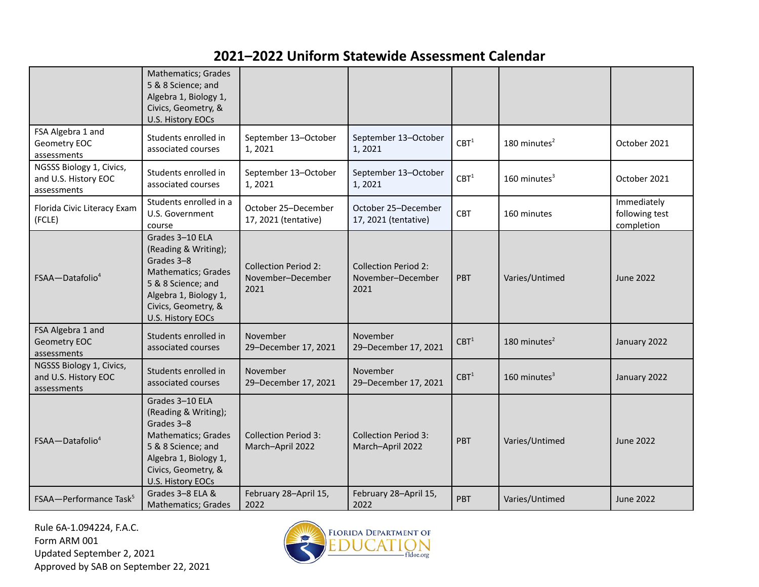# 2021–2022 Uniform Statewide Assessment Calendar

| | | | | | | |
|---|---|---|---|---|---|---|
| | Mathematics; Grades 5 & 8 Science; and Algebra 1, Biology 1, Civics, Geometry, & U.S. History EOCs | | | | | |
| FSA Algebra 1 and Geometry EOC assessments | Students enrolled in associated courses | September 13–October 1, 2021 | September 13–October 1, 2021 | CBT[1] | 180 minutes[2] | October 2021 |
| NGSSS Biology 1, Civics, and U.S. History EOC assessments | Students enrolled in associated courses | September 13–October 1, 2021 | September 13–October 1, 2021 | CBT[1] | 160 minutes[3] | October 2021 |
| Florida Civic Literacy Exam (FCLE) | Students enrolled in a U.S. Government course | October 25–December 17, 2021 (tentative) | October 25–December 17, 2021 (tentative) | CBT | 160 minutes | Immediately following test completion |
| FSAA—Datafolio[4] | Grades 3–10 ELA (Reading & Writing); Grades 3–8 Mathematics; Grades 5 & 8 Science; and Algebra 1, Biology 1, Civics, Geometry, & U.S. History EOCs | Collection Period 2: November–December 2021 | Collection Period 2: November–December 2021 | PBT | Varies/Untimed | June 2022 |
| FSA Algebra 1 and Geometry EOC assessments | Students enrolled in associated courses | November 29–December 17, 2021 | November 29–December 17, 2021 | CBT[1] | 180 minutes[2] | January 2022 |
| NGSSS Biology 1, Civics, and U.S. History EOC assessments | Students enrolled in associated courses | November 29–December 17, 2021 | November 29–December 17, 2021 | CBT[1] | 160 minutes[3] | January 2022 |
| FSAA—Datafolio[4] | Grades 3–10 ELA (Reading & Writing); Grades 3–8 Mathematics; Grades 5 & 8 Science; and Algebra 1, Biology 1, Civics, Geometry, & U.S. History EOCs | Collection Period 3: March–April 2022 | Collection Period 3: March–April 2022 | PBT | Varies/Untimed | June 2022 |
| FSAA—Performance Task[5] | Grades 3–8 ELA & Mathematics; Grades | February 28–April 15, 2022 | February 28–April 15, 2022 | PBT | Varies/Untimed | June 2022 |

Rule 6A-1.094224, F.A.C.
Form ARM 001
Updated September 2, 2021
Approved by SAB on September 22, 2021

FLORIDA DEPARTMENT OF EDUCATION
fldoe.org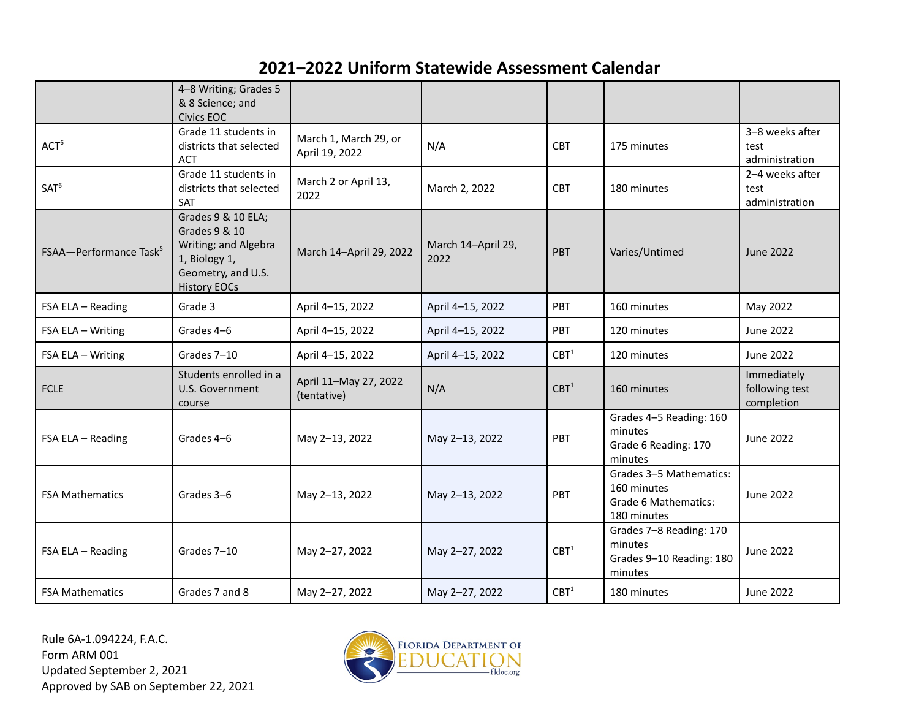## 2021–2022 Uniform Statewide Assessment Calendar

| | | | | | | |
|---|---|---|---|---|---|---|
| | 4–8 Writing; Grades 5 & 8 Science; and Civics EOC | | | | | |
| ACT[6] | Grade 11 students in districts that selected ACT | March 1, March 29, or April 19, 2022 | N/A | CBT | 175 minutes | 3–8 weeks after test administration |
| SAT[6] | Grade 11 students in districts that selected SAT | March 2 or April 13, 2022 | March 2, 2022 | CBT | 180 minutes | 2–4 weeks after test administration |
| FSAA—Performance Task[5] | Grades 9 & 10 ELA; Grades 9 & 10 Writing; and Algebra 1, Biology 1, Geometry, and U.S. History EOCs | March 14–April 29, 2022 | March 14–April 29, 2022 | PBT | Varies/Untimed | June 2022 |
| FSA ELA – Reading | Grade 3 | April 4–15, 2022 | April 4–15, 2022 | PBT | 160 minutes | May 2022 |
| FSA ELA – Writing | Grades 4–6 | April 4–15, 2022 | April 4–15, 2022 | PBT | 120 minutes | June 2022 |
| FSA ELA – Writing | Grades 7–10 | April 4–15, 2022 | April 4–15, 2022 | CBT[1] | 120 minutes | June 2022 |
| FCLE | Students enrolled in a U.S. Government course | April 11–May 27, 2022 (tentative) | N/A | CBT[1] | 160 minutes | Immediately following test completion |
| FSA ELA – Reading | Grades 4–6 | May 2–13, 2022 | May 2–13, 2022 | PBT | Grades 4–5 Reading: 160 minutes<br>Grade 6 Reading: 170 minutes | June 2022 |
| FSA Mathematics | Grades 3–6 | May 2–13, 2022 | May 2–13, 2022 | PBT | Grades 3–5 Mathematics: 160 minutes<br>Grade 6 Mathematics: 180 minutes | June 2022 |
| FSA ELA – Reading | Grades 7–10 | May 2–27, 2022 | May 2–27, 2022 | CBT[1] | Grades 7–8 Reading: 170 minutes<br>Grades 9–10 Reading: 180 minutes | June 2022 |
| FSA Mathematics | Grades 7 and 8 | May 2–27, 2022 | May 2–27, 2022 | CBT[1] | 180 minutes | June 2022 |

Rule 6A-1.094224, F.A.C.
Form ARM 001
Updated September 2, 2021
Approved by SAB on September 22, 2021

Florida Department of Education
fldoe.org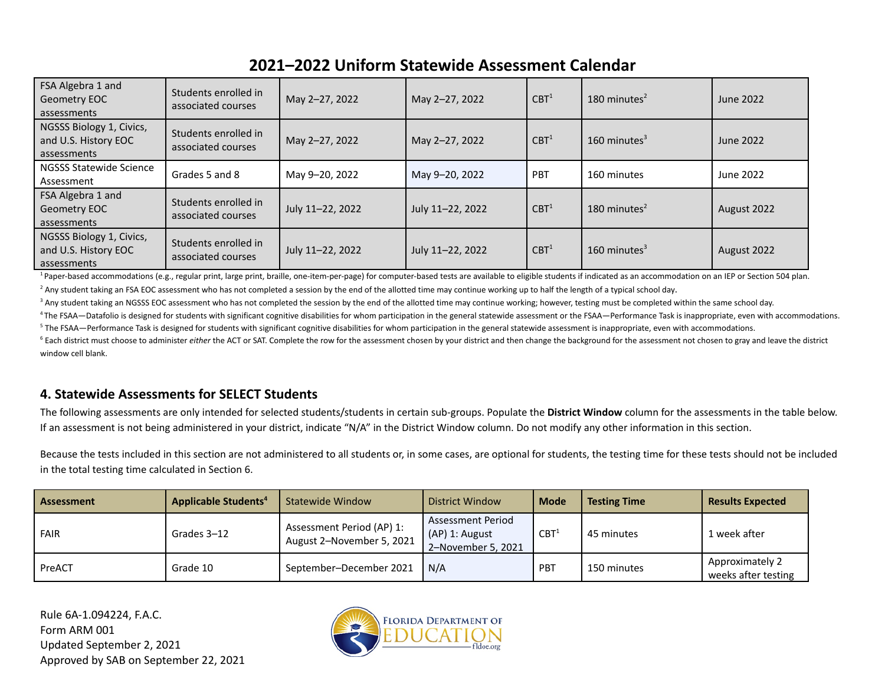## 2021–2022 Uniform Statewide Assessment Calendar

| | | | | | | |
|---|---|---|---|---|---|---|
| FSA Algebra 1 and Geometry EOC assessments | Students enrolled in associated courses | May 2–27, 2022 | May 2–27, 2022 | CBT[1] | 180 minutes[2] | June 2022 |
| NGSSS Biology 1, Civics, and U.S. History EOC assessments | Students enrolled in associated courses | May 2–27, 2022 | May 2–27, 2022 | CBT[1] | 160 minutes[3] | June 2022 |
| NGSSS Statewide Science Assessment | Grades 5 and 8 | May 9–20, 2022 | May 9–20, 2022 | PBT | 160 minutes | June 2022 |
| FSA Algebra 1 and Geometry EOC assessments | Students enrolled in associated courses | July 11–22, 2022 | July 11–22, 2022 | CBT[1] | 180 minutes[2] | August 2022 |
| NGSSS Biology 1, Civics, and U.S. History EOC assessments | Students enrolled in associated courses | July 11–22, 2022 | July 11–22, 2022 | CBT[1] | 160 minutes[3] | August 2022 |

[1] Paper-based accommodations (e.g., regular print, large print, braille, one-item-per-page) for computer-based tests are available to eligible students if indicated as an accommodation on an IEP or Section 504 plan.

[2] Any student taking an FSA EOC assessment who has not completed a session by the end of the allotted time may continue working up to half the length of a typical school day.

[3] Any student taking an NGSSS EOC assessment who has not completed the session by the end of the allotted time may continue working; however, testing must be completed within the same school day.

[4] The FSAA—Datafolio is designed for students with significant cognitive disabilities for whom participation in the general statewide assessment or the FSAA—Performance Task is inappropriate, even with accommodations.

[5] The FSAA—Performance Task is designed for students with significant cognitive disabilities for whom participation in the general statewide assessment is inappropriate, even with accommodations.

[6] Each district must choose to administer *either* the ACT or SAT. Complete the row for the assessment chosen by your district and then change the background for the assessment not chosen to gray and leave the district window cell blank.

### 4. Statewide Assessments for SELECT Students

The following assessments are only intended for selected students/students in certain sub-groups. Populate the **District Window** column for the assessments in the table below. If an assessment is not being administered in your district, indicate "N/A" in the District Window column. Do not modify any other information in this section.

Because the tests included in this section are not administered to all students or, in some cases, are optional for students, the testing time for these tests should not be included in the total testing time calculated in Section 6.

| **Assessment** | **Applicable Students[4]** | Statewide Window | District Window | **Mode** | **Testing Time** | **Results Expected** |
|---|---|---|---|---|---|---|
| FAIR | Grades 3–12 | Assessment Period (AP) 1: August 2–November 5, 2021 | Assessment Period (AP) 1: August 2–November 5, 2021 | CBT[1] | 45 minutes | 1 week after |
| PreACT | Grade 10 | September–December 2021 | N/A | PBT | 150 minutes | Approximately 2 weeks after testing |

Rule 6A-1.094224, F.A.C.
Form ARM 001
Updated September 2, 2021
Approved by SAB on September 22, 2021

FLORIDA DEPARTMENT OF EDUCATION
fldoe.org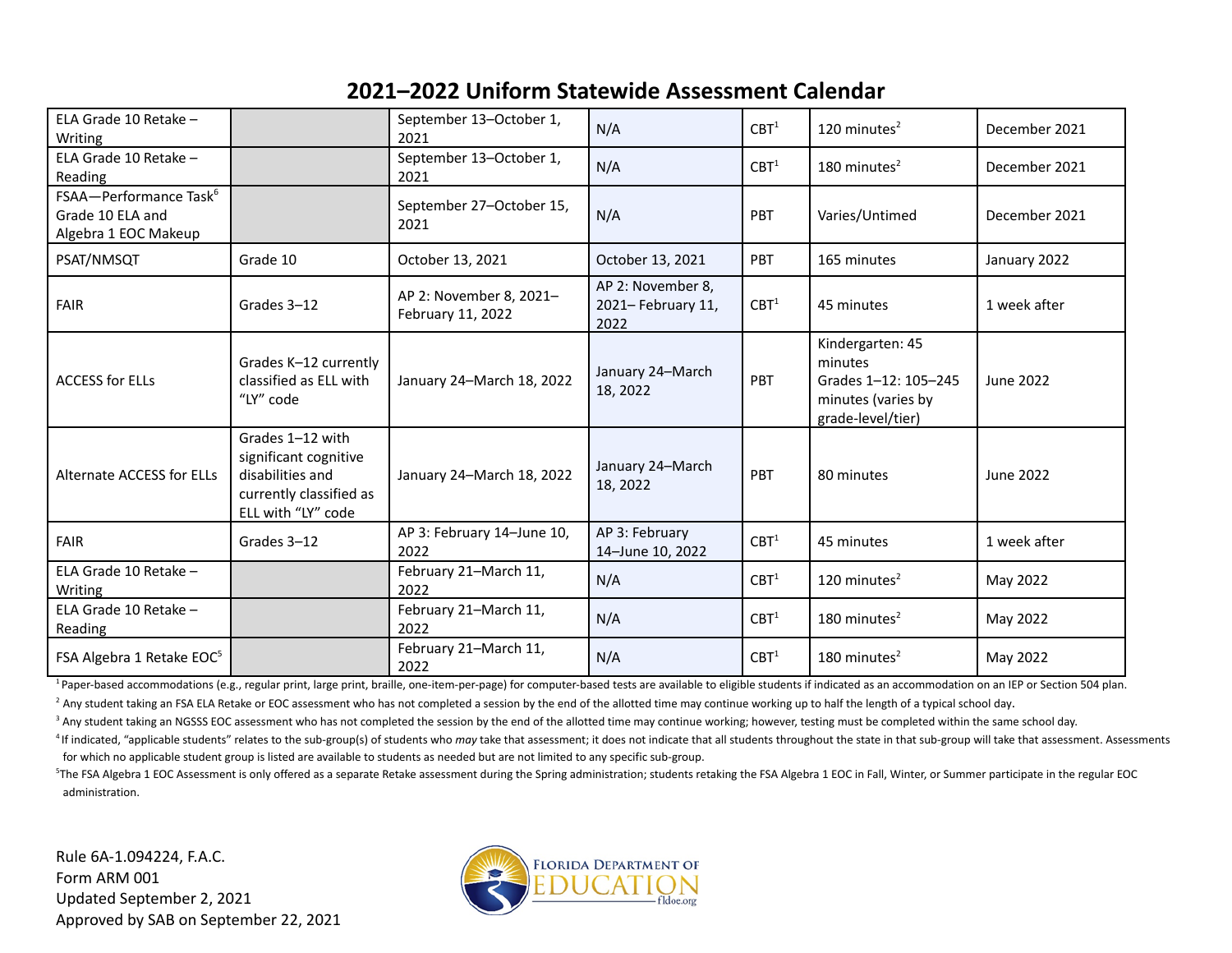# 2021–2022 Uniform Statewide Assessment Calendar

| | | | | | | |
|---|---|---|---|---|---|---|
| ELA Grade 10 Retake – Writing | | September 13–October 1, 2021 | N/A | CBT[1] | 120 minutes[2] | December 2021 |
| ELA Grade 10 Retake – Reading | | September 13–October 1, 2021 | N/A | CBT[1] | 180 minutes[2] | December 2021 |
| FSAA—Performance Task[6] Grade 10 ELA and Algebra 1 EOC Makeup | | September 27–October 15, 2021 | N/A | PBT | Varies/Untimed | December 2021 |
| PSAT/NMSQT | Grade 10 | October 13, 2021 | October 13, 2021 | PBT | 165 minutes | January 2022 |
| FAIR | Grades 3–12 | AP 2: November 8, 2021–February 11, 2022 | AP 2: November 8, 2021– February 11, 2022 | CBT[1] | 45 minutes | 1 week after |
| ACCESS for ELLs | Grades K–12 currently classified as ELL with "LY" code | January 24–March 18, 2022 | January 24–March 18, 2022 | PBT | Kindergarten: 45 minutes<br>Grades 1–12: 105–245 minutes (varies by grade-level/tier) | June 2022 |
| Alternate ACCESS for ELLs | Grades 1–12 with significant cognitive disabilities and currently classified as ELL with "LY" code | January 24–March 18, 2022 | January 24–March 18, 2022 | PBT | 80 minutes | June 2022 |
| FAIR | Grades 3–12 | AP 3: February 14–June 10, 2022 | AP 3: February 14–June 10, 2022 | CBT[1] | 45 minutes | 1 week after |
| ELA Grade 10 Retake – Writing | | February 21–March 11, 2022 | N/A | CBT[1] | 120 minutes[2] | May 2022 |
| ELA Grade 10 Retake – Reading | | February 21–March 11, 2022 | N/A | CBT[1] | 180 minutes[2] | May 2022 |
| FSA Algebra 1 Retake EOC[5] | | February 21–March 11, 2022 | N/A | CBT[1] | 180 minutes[2] | May 2022 |

[1] Paper-based accommodations (e.g., regular print, large print, braille, one-item-per-page) for computer-based tests are available to eligible students if indicated as an accommodation on an IEP or Section 504 plan.

[2] Any student taking an FSA ELA Retake or EOC assessment who has not completed a session by the end of the allotted time may continue working up to half the length of a typical school day.

[3] Any student taking an NGSSS EOC assessment who has not completed the session by the end of the allotted time may continue working; however, testing must be completed within the same school day.

[4] If indicated, "applicable students" relates to the sub-group(s) of students who *may* take that assessment; it does not indicate that all students throughout the state in that sub-group will take that assessment. Assessments for which no applicable student group is listed are available to students as needed but are not limited to any specific sub-group.

[5] The FSA Algebra 1 EOC Assessment is only offered as a separate Retake assessment during the Spring administration; students retaking the FSA Algebra 1 EOC in Fall, Winter, or Summer participate in the regular EOC administration.

Rule 6A-1.094224, F.A.C.
Form ARM 001
Updated September 2, 2021
Approved by SAB on September 22, 2021

Florida Department of Education
fldoe.org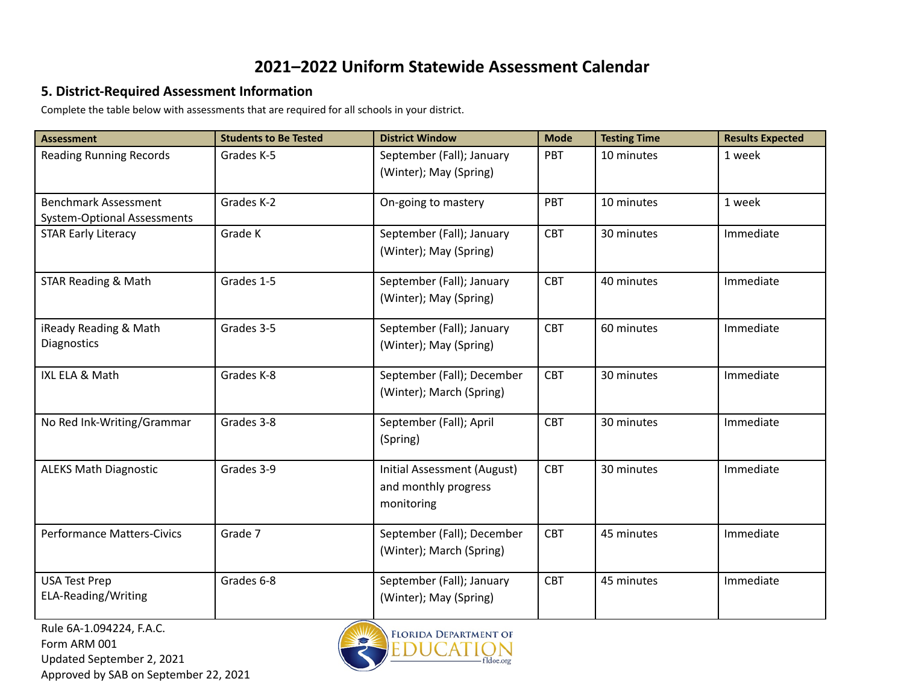# 2021–2022 Uniform Statewide Assessment Calendar

## 5. District-Required Assessment Information

Complete the table below with assessments that are required for all schools in your district.

| Assessment | Students to Be Tested | District Window | Mode | Testing Time | Results Expected |
|---|---|---|---|---|---|
| Reading Running Records | Grades K-5 | September (Fall); January (Winter); May (Spring) | PBT | 10 minutes | 1 week |
| Benchmark Assessment System-Optional Assessments | Grades K-2 | On-going to mastery | PBT | 10 minutes | 1 week |
| STAR Early Literacy | Grade K | September (Fall); January (Winter); May (Spring) | CBT | 30 minutes | Immediate |
| STAR Reading & Math | Grades 1-5 | September (Fall); January (Winter); May (Spring) | CBT | 40 minutes | Immediate |
| iReady Reading & Math Diagnostics | Grades 3-5 | September (Fall); January (Winter); May (Spring) | CBT | 60 minutes | Immediate |
| IXL ELA & Math | Grades K-8 | September (Fall); December (Winter); March (Spring) | CBT | 30 minutes | Immediate |
| No Red Ink-Writing/Grammar | Grades 3-8 | September (Fall); April (Spring) | CBT | 30 minutes | Immediate |
| ALEKS Math Diagnostic | Grades 3-9 | Initial Assessment (August) and monthly progress monitoring | CBT | 30 minutes | Immediate |
| Performance Matters-Civics | Grade 7 | September (Fall); December (Winter); March (Spring) | CBT | 45 minutes | Immediate |
| USA Test Prep ELA-Reading/Writing | Grades 6-8 | September (Fall); January (Winter); May (Spring) | CBT | 45 minutes | Immediate |

Rule 6A-1.094224, F.A.C.
Form ARM 001
Updated September 2, 2021
Approved by SAB on September 22, 2021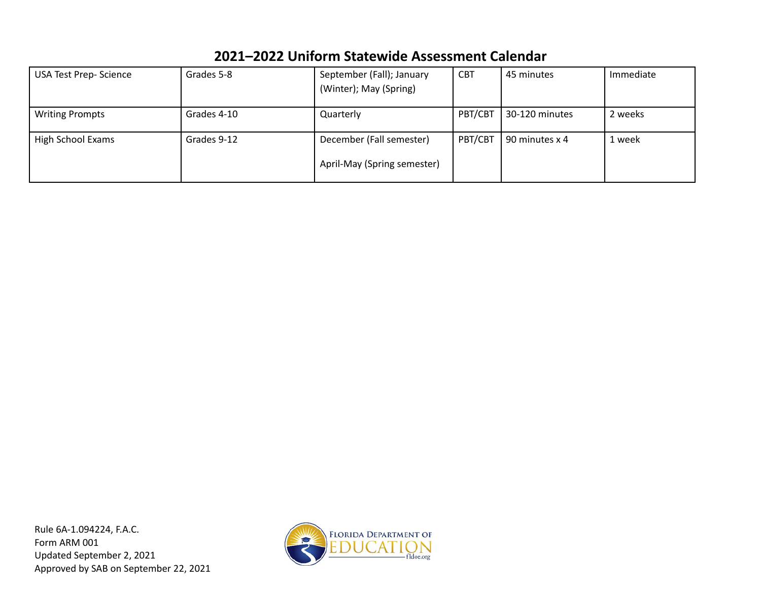| | | | | | |
|---|---|---|---|---|---|
| USA Test Prep- Science | Grades 5-8 | September (Fall); January (Winter); May (Spring) | CBT | 45 minutes | Immediate |
| Writing Prompts | Grades 4-10 | Quarterly | PBT/CBT | 30-120 minutes | 2 weeks |
| High School Exams | Grades 9-12 | December (Fall semester)<br><br>April-May (Spring semester) | PBT/CBT | 90 minutes x 4 | 1 week |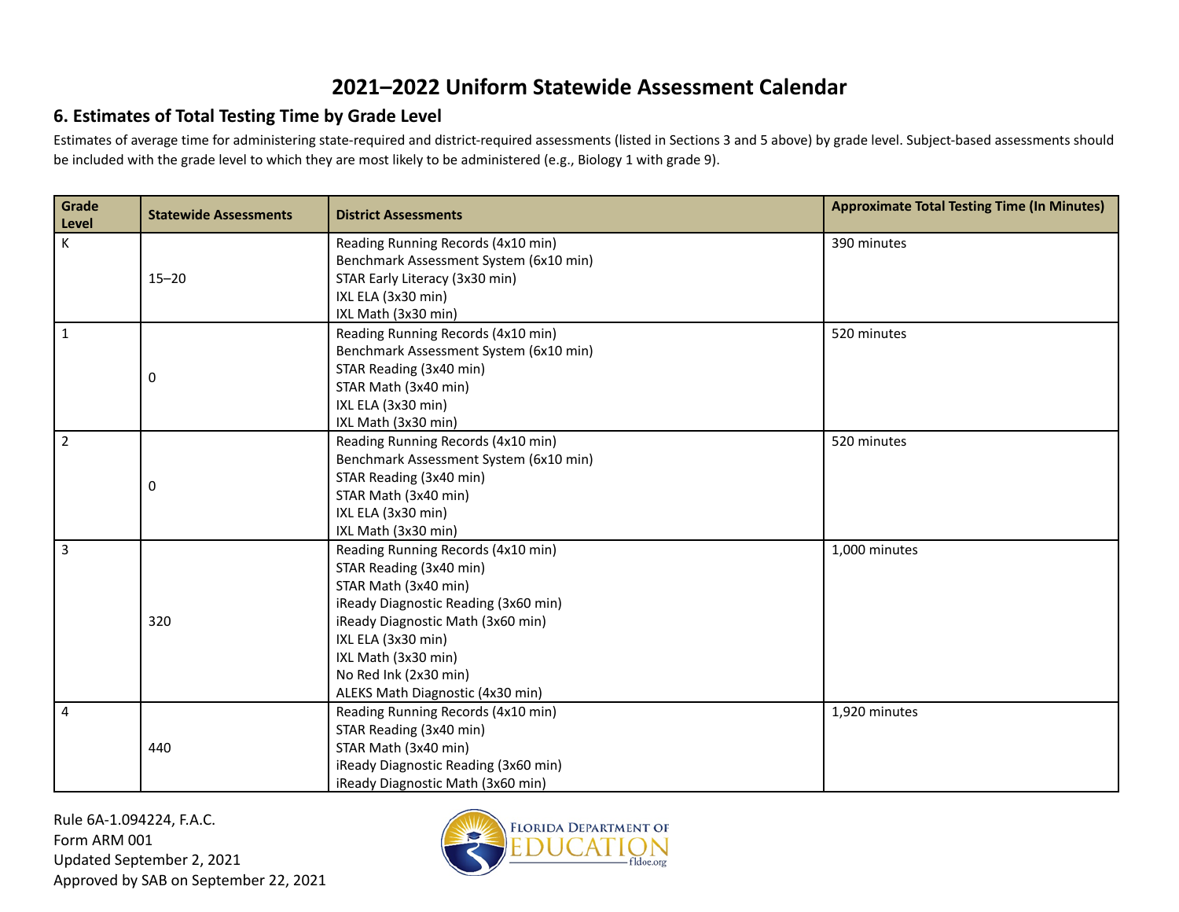# 2021–2022 Uniform Statewide Assessment Calendar

## 6. Estimates of Total Testing Time by Grade Level

Estimates of average time for administering state-required and district-required assessments (listed in Sections 3 and 5 above) by grade level. Subject-based assessments should be included with the grade level to which they are most likely to be administered (e.g., Biology 1 with grade 9).

| Grade Level | Statewide Assessments | District Assessments | Approximate Total Testing Time (In Minutes) |
|---|---|---|---|
| K | 15–20 | Reading Running Records (4x10 min)<br>Benchmark Assessment System (6x10 min)<br>STAR Early Literacy (3x30 min)<br>IXL ELA (3x30 min)<br>IXL Math (3x30 min) | 390 minutes |
| 1 | 0 | Reading Running Records (4x10 min)<br>Benchmark Assessment System (6x10 min)<br>STAR Reading (3x40 min)<br>STAR Math (3x40 min)<br>IXL ELA (3x30 min)<br>IXL Math (3x30 min) | 520 minutes |
| 2 | 0 | Reading Running Records (4x10 min)<br>Benchmark Assessment System (6x10 min)<br>STAR Reading (3x40 min)<br>STAR Math (3x40 min)<br>IXL ELA (3x30 min)<br>IXL Math (3x30 min) | 520 minutes |
| 3 | 320 | Reading Running Records (4x10 min)<br>STAR Reading (3x40 min)<br>STAR Math (3x40 min)<br>iReady Diagnostic Reading (3x60 min)<br>iReady Diagnostic Math (3x60 min)<br>IXL ELA (3x30 min)<br>IXL Math (3x30 min)<br>No Red Ink (2x30 min)<br>ALEKS Math Diagnostic (4x30 min) | 1,000 minutes |
| 4 | 440 | Reading Running Records (4x10 min)<br>STAR Reading (3x40 min)<br>STAR Math (3x40 min)<br>iReady Diagnostic Reading (3x60 min)<br>iReady Diagnostic Math (3x60 min) | 1,920 minutes |

Rule 6A-1.094224, F.A.C.
Form ARM 001
Updated September 2, 2021
Approved by SAB on September 22, 2021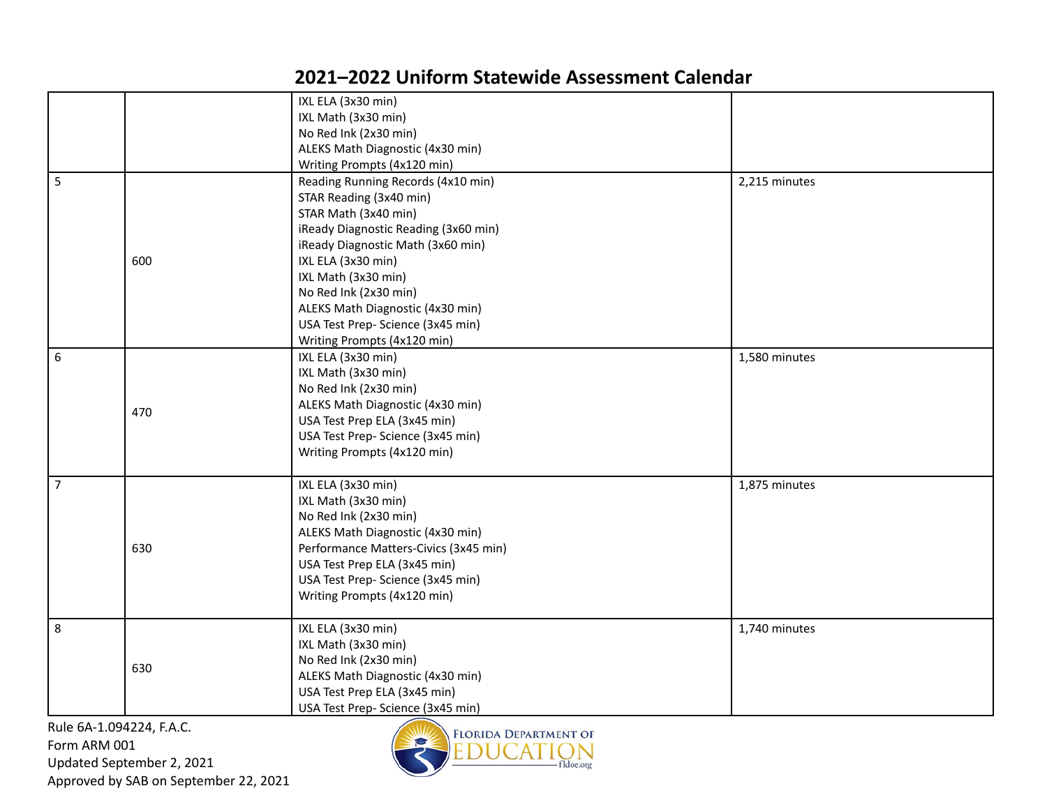# 2021–2022 Uniform Statewide Assessment Calendar

| | | | |
|---|---|---|---|
| | | IXL ELA (3x30 min)<br>IXL Math (3x30 min)<br>No Red Ink (2x30 min)<br>ALEKS Math Diagnostic (4x30 min)<br>Writing Prompts (4x120 min) | |
| 5 | 600 | Reading Running Records (4x10 min)<br>STAR Reading (3x40 min)<br>STAR Math (3x40 min)<br>iReady Diagnostic Reading (3x60 min)<br>iReady Diagnostic Math (3x60 min)<br>IXL ELA (3x30 min)<br>IXL Math (3x30 min)<br>No Red Ink (2x30 min)<br>ALEKS Math Diagnostic (4x30 min)<br>USA Test Prep- Science (3x45 min)<br>Writing Prompts (4x120 min) | 2,215 minutes |
| 6 | 470 | IXL ELA (3x30 min)<br>IXL Math (3x30 min)<br>No Red Ink (2x30 min)<br>ALEKS Math Diagnostic (4x30 min)<br>USA Test Prep ELA (3x45 min)<br>USA Test Prep- Science (3x45 min)<br>Writing Prompts (4x120 min) | 1,580 minutes |
| 7 | 630 | IXL ELA (3x30 min)<br>IXL Math (3x30 min)<br>No Red Ink (2x30 min)<br>ALEKS Math Diagnostic (4x30 min)<br>Performance Matters-Civics (3x45 min)<br>USA Test Prep ELA (3x45 min)<br>USA Test Prep- Science (3x45 min)<br>Writing Prompts (4x120 min) | 1,875 minutes |
| 8 | 630 | IXL ELA (3x30 min)<br>IXL Math (3x30 min)<br>No Red Ink (2x30 min)<br>ALEKS Math Diagnostic (4x30 min)<br>USA Test Prep ELA (3x45 min)<br>USA Test Prep- Science (3x45 min) | 1,740 minutes |

Rule 6A-1.094224, F.A.C.
Form ARM 001
Updated September 2, 2021
Approved by SAB on September 22, 2021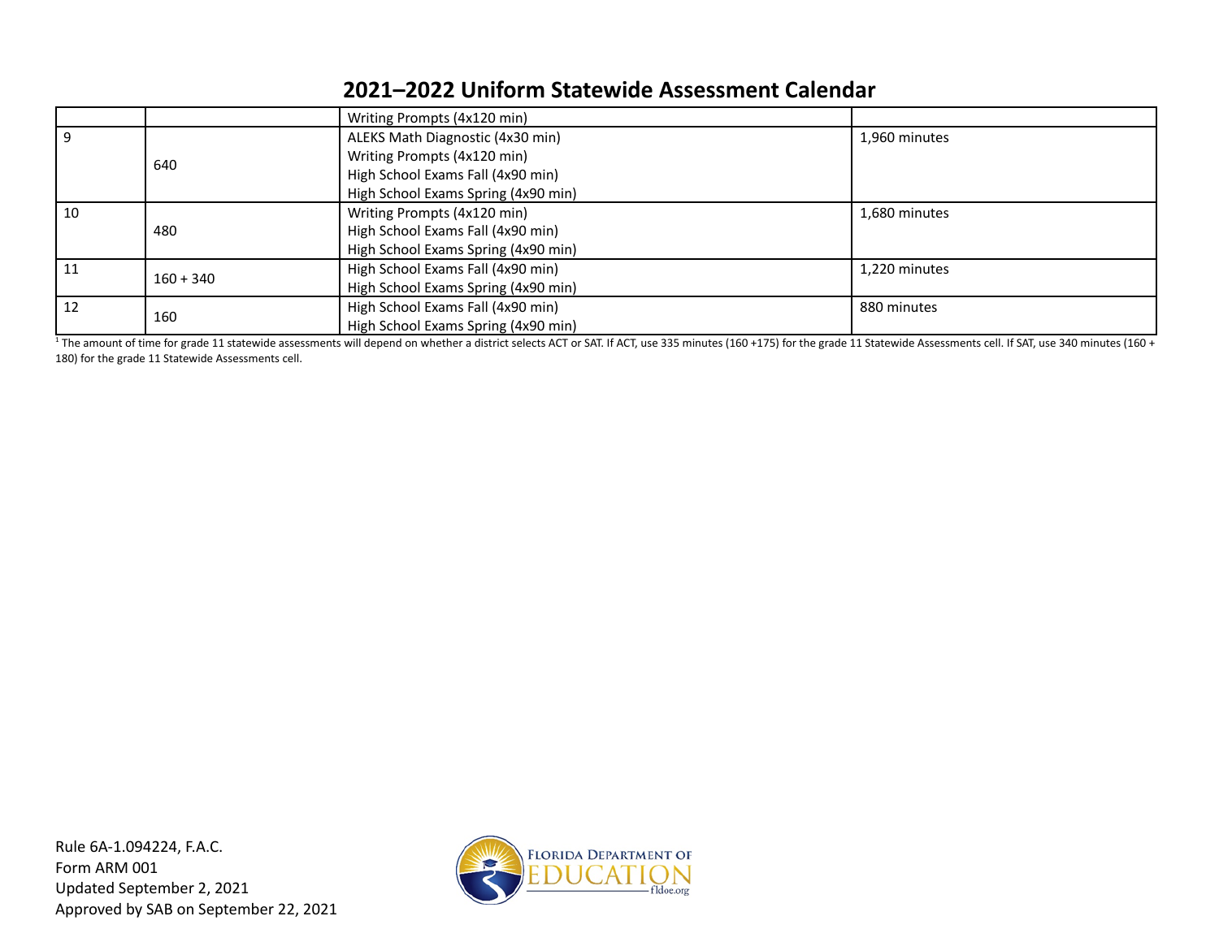# 2021–2022 Uniform Statewide Assessment Calendar

| | | | |
|---|---|---|---|
| | | Writing Prompts (4x120 min) | |
| 9 | 640 | ALEKS Math Diagnostic (4x30 min)<br>Writing Prompts (4x120 min)<br>High School Exams Fall (4x90 min)<br>High School Exams Spring (4x90 min) | 1,960 minutes |
| 10 | 480 | Writing Prompts (4x120 min)<br>High School Exams Fall (4x90 min)<br>High School Exams Spring (4x90 min) | 1,680 minutes |
| 11 | 160 + 340 | High School Exams Fall (4x90 min)<br>High School Exams Spring (4x90 min) | 1,220 minutes |
| 12 | 160 | High School Exams Fall (4x90 min)<br>High School Exams Spring (4x90 min) | 880 minutes |

[1] The amount of time for grade 11 statewide assessments will depend on whether a district selects ACT or SAT. If ACT, use 335 minutes (160 +175) for the grade 11 Statewide Assessments cell. If SAT, use 340 minutes (160 + 180) for the grade 11 Statewide Assessments cell.

Rule 6A-1.094224, F.A.C.
Form ARM 001
Updated September 2, 2021
Approved by SAB on September 22, 2021

FLORIDA DEPARTMENT OF EDUCATION
fldoe.org